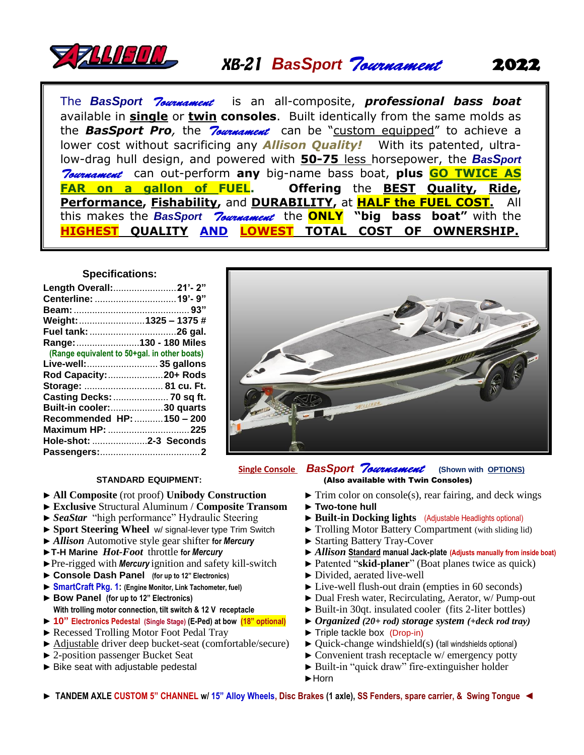# ALLISON XB-21 *BasSport Tournament* 2022

The ***BasSport Tournament*** is an all-composite, ***professional bass boat*** available in **single** or **twin consoles**. Built identically from the same molds as the ***BasSport Pro***, the ***Tournament*** can be "custom equipped" to achieve a lower cost without sacrificing any ***Allison Quality!*** With its patented, ultra-low-drag hull design, and powered with **50-75** less horsepower, the ***BasSport Tournament*** can out-perform **any** big-name bass boat, **plus GO TWICE AS FAR on a gallon of FUEL.** **Offering** the **BEST Quality, Ride, Performance, Fishability,** and **DURABILITY**, at **HALF the FUEL COST.** All this makes the ***BasSport Tournament*** the **ONLY "big bass boat"** with the **HIGHEST QUALITY AND LOWEST TOTAL COST OF OWNERSHIP.**

### Specifications:

| | |
|---|---|
| **Length Overall:** | **21'- 2"** |
| **Centerline:** | **19'- 9"** |
| **Beam:** | **93"** |
| **Weight:** | **1325 – 1375 #** |
| **Fuel tank:** | **26 gal.** |
| **Range:** | **130 - 180 Miles** (Range equivalent to 50+gal. in other boats) |
| **Live-well:** | **35 gallons** |
| **Rod Capacity:** | **20+ Rods** |
| **Storage:** | **81 cu. Ft.** |
| **Casting Decks:** | **70 sq ft.** |
| **Built-in cooler:** | **30 quarts** |
| **Recommended HP:** | **150 – 200** |
| **Maximum HP:** | **225** |
| **Hole-shot:** | **2-3 Seconds** |
| **Passengers:** | **2** |

Single Console ***BasSport Tournament*** (Shown with OPTIONS)
**(Also available with Twin Consoles)**

### STANDARD EQUIPMENT:

- **All Composite** (rot proof) **Unibody Construction**
- **Exclusive** Structural Aluminum / **Composite Transom**
- ***SeaStar*** "high performance" Hydraulic Steering
- **Sport Steering Wheel** w/ signal-lever type Trim Switch
- ***Allison*** Automotive style gear shifter **for *Mercury***
- **T-H Marine *Hot-Foot*** throttle **for *Mercury***
- Pre-rigged with ***Mercury*** ignition and safety kill-switch
- **Console Dash Panel** (for up to 12" Electronics)
- **SmartCraft Pkg. 1:** (Engine Monitor, Link Tachometer, fuel)
- **Bow Panel** (for up to 12" Electronics) With trolling motor connection, tilt switch & 12 V receptacle
- **10" Electronics Pedestal** (Single Stage) **(E-Ped) at bow** (18" optional)
- Recessed Trolling Motor Foot Pedal Tray
- Adjustable driver deep bucket-seat (comfortable/secure)
- 2-position passenger Bucket Seat
- Bike seat with adjustable pedestal
- Trim color on console(s), rear fairing, and deck wings
- **Two-tone hull**
- **Built-in Docking lights** (Adjustable Headlights optional)
- Trolling Motor Battery Compartment (with sliding lid)
- Starting Battery Tray-Cover
- ***Allison* Standard manual Jack-plate** (Adjusts manually from inside boat)
- Patented "**skid-planer**" (Boat planes twice as quick)
- Divided, aerated live-well
- Live-well flush-out drain (empties in 60 seconds)
- Dual Fresh water, Recirculating, Aerator, w/ Pump-out
- Built-in 30qt. insulated cooler (fits 2-liter bottles)
- ***Organized (20+ rod) storage system (+deck rod tray)***
- Triple tackle box (Drop-in)
- Quick-change windshield(s) (tall windshields optional)
- Convenient trash receptacle w/ emergency potty
- Built-in "quick draw" fire-extinguisher holder
- Horn

► **TANDEM AXLE CUSTOM 5" CHANNEL w/ 15" Alloy Wheels, Disc Brakes (1 axle), SS Fenders, spare carrier, & Swing Tongue** ◄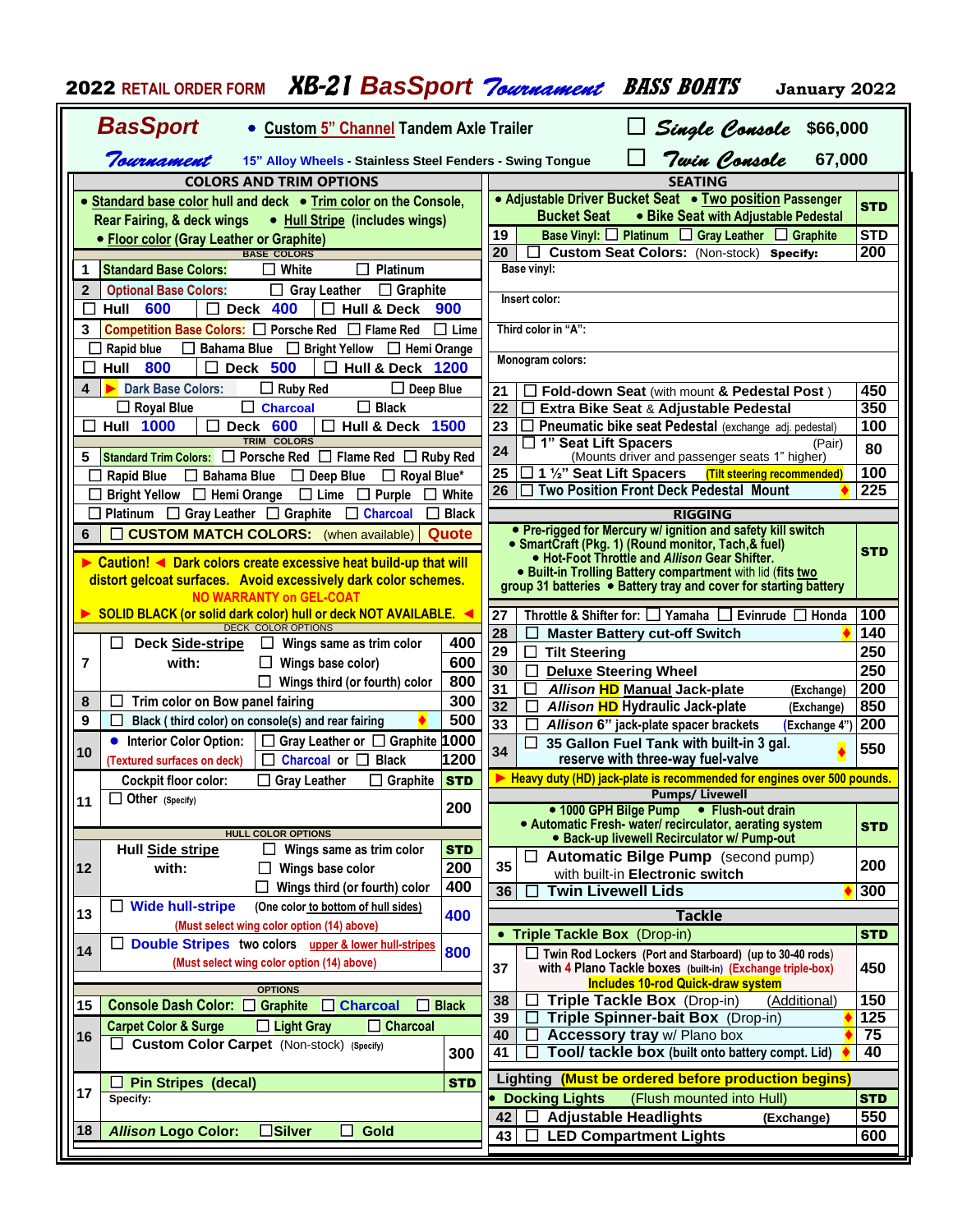# 2022 RETAIL ORDER FORM XB-21 BasSport Tournament BASS BOATS January 2022

**BasSport Tournament**

- Custom 5" Channel Tandem Axle Trailer
- 15" Alloy Wheels - Stainless Steel Fenders - Swing Tongue

☐ Single Console $66,000

☐ Twin Console 67,000

## COLORS AND TRIM OPTIONS

- Standard base color hull and deck
- Trim color on the Console, Rear Fairing, & deck wings
- Hull Stripe (includes wings)
- Floor color (Gray Leather or Graphite)

**BASE COLORS**

| # | Option | | | |
|---|---|---|---|---|
| 1 | Standard Base Colors: | ☐ White | ☐ Platinum | |
| 2 | Optional Base Colors: | ☐ Gray Leather | ☐ Graphite | |
| | ☐ Hull 600 | ☐ Deck 400 | ☐ Hull & Deck 900 | |
| 3 | Competition Base Colors: | ☐ Porsche Red | ☐ Flame Red | ☐ Lime |
| | ☐ Rapid blue | ☐ Bahama Blue | ☐ Bright Yellow | ☐ Hemi Orange |
| | ☐ Hull 800 | ☐ Deck 500 | ☐ Hull & Deck 1200 | |
| 4 | ▶ Dark Base Colors: | ☐ Ruby Red | ☐ Deep Blue | |
| | ☐ Royal Blue | ☐ Charcoal | ☐ Black | |
| | ☐ Hull 1000 | ☐ Deck 600 | ☐ Hull & Deck 1500 | |

**TRIM COLORS**

| # | Option | | | | |
|---|---|---|---|---|---|
| 5 | Standard Trim Colors: | ☐ Porsche Red | ☐ Flame Red | ☐ Ruby Red | |
| | ☐ Rapid Blue | ☐ Bahama Blue | ☐ Deep Blue | ☐ Royal Blue* | |
| | ☐ Bright Yellow | ☐ Hemi Orange | ☐ Lime | ☐ Purple | ☐ White |
| | ☐ Platinum | ☐ Gray Leather | ☐ Graphite | ☐ Charcoal | ☐ Black |
| 6 | ☐ CUSTOM MATCH COLORS: (when available) | | | | Quote |

▶ **Caution!** ◀ **Dark colors create excessive heat build-up that will distort gelcoat surfaces. Avoid excessively dark color schemes.**

**NO WARRANTY on GEL-COAT**

▶ **SOLID BLACK (or solid dark color) hull or deck NOT AVAILABLE.** ◀

**DECK COLOR OPTIONS**

| # | Option | Price |
|---|---|---|
| 7 | ☐ Deck Side-stripe with: ☐ Wings same as trim color | 400 |
| | ☐ Wings base color) | 600 |
| | ☐ Wings third (or fourth) color | 800 |
| 8 | ☐ Trim color on Bow panel fairing | 300 |
| 9 | ☐ Black ( third color) on console(s) and rear fairing ♦ | 500 |
| 10 | • Interior Color Option: (Textured surfaces on deck) ☐ Gray Leather or ☐ Graphite | 1000 |
| | ☐ Charcoal or ☐ Black | 1200 |
| 11 | Cockpit floor color: ☐ Gray Leather ☐ Graphite | STD |
| | ☐ Other (Specify) | 200 |

**HULL COLOR OPTIONS**

| # | Option | Price |
|---|---|---|
| 12 | Hull Side stripe with: ☐ Wings same as trim color | STD |
| | ☐ Wings base color | 200 |
| | ☐ Wings third (or fourth) color | 400 |
| 13 | ☐ Wide hull-stripe (One color to bottom of hull sides) (Must select wing color option (14) above) | 400 |
| 14 | ☐ Double Stripes two colors upper & lower hull-stripes (Must select wing color option (14) above) | 800 |

**OPTIONS**

| # | Option | Price |
|---|---|---|
| 15 | Console Dash Color: ☐ Graphite ☐ Charcoal ☐ Black | |
| 16 | Carpet Color & Surge ☐ Light Gray ☐ Charcoal | |
| | ☐ Custom Color Carpet (Non-stock) (Specify) | 300 |
| 17 | ☐ Pin Stripes (decal) Specify: | STD |
| 18 | Allison Logo Color: ☐ Silver ☐ Gold | |

## SEATING

| # | Option | Price |
|---|---|---|
| | • Adjustable Driver Bucket Seat • Two position Passenger Bucket Seat • Bike Seat with Adjustable Pedestal | STD |
| 19 | Base Vinyl: ☐ Platinum ☐ Gray Leather ☐ Graphite | STD |
| 20 | ☐ Custom Seat Colors: (Non-stock) Specify: | 200 |
| | Base vinyl: | |
| | Insert color: | |
| | Third color in "A": | |
| | Monogram colors: | |
| 21 | ☐ Fold-down Seat (with mount & Pedestal Post ) | 450 |
| 22 | ☐ Extra Bike Seat & Adjustable Pedestal | 350 |
| 23 | ☐ Pneumatic bike seat Pedestal (exchange adj. pedestal) | 100 |
| 24 | ☐ 1" Seat Lift Spacers (Pair) (Mounts driver and passenger seats 1" higher) | 80 |
| 25 | ☐ 1 ½" Seat Lift Spacers (Tilt steering recommended) | 100 |
| 26 | ☐ Two Position Front Deck Pedestal Mount ♦ | 225 |

## RIGGING

| # | Option | Price |
|---|---|---|
| | • Pre-rigged for Mercury w/ ignition and safety kill switch • SmartCraft (Pkg. 1) (Round monitor, Tach,& fuel) • Hot-Foot Throttle and Allison Gear Shifter. • Built-in Trolling Battery compartment with lid (fits two group 31 batteries • Battery tray and cover for starting battery | STD |
| 27 | Throttle & Shifter for: ☐ Yamaha ☐ Evinrude ☐ Honda | 100 |
| 28 | ☐ Master Battery cut-off Switch ♦ | 140 |
| 29 | ☐ Tilt Steering | 250 |
| 30 | ☐ Deluxe Steering Wheel | 250 |
| 31 | ☐ Allison HD Manual Jack-plate (Exchange) | 200 |
| 32 | ☐ Allison HD Hydraulic Jack-plate (Exchange) | 850 |
| 33 | ☐ Allison 6" jack-plate spacer brackets (Exchange 4") | 200 |
| 34 | ☐ 35 Gallon Fuel Tank with built-in 3 gal. reserve with three-way fuel-valve ♦ | 550 |

▶ **Heavy duty (HD) jack-plate is recommended for engines over 500 pounds.**

## Pumps/ Livewell

| # | Option | Price |
|---|---|---|
| | • 1000 GPH Bilge Pump • Flush-out drain • Automatic Fresh- water/ recirculator, aerating system • Back-up livewell Recirculator w/ Pump-out | STD |
| 35 | ☐ Automatic Bilge Pump (second pump) with built-in Electronic switch | 200 |
| 36 | ☐ Twin Livewell Lids ♦ | 300 |

## Tackle

| # | Option | Price |
|---|---|---|
| | • Triple Tackle Box (Drop-in) | STD |
| 37 | ☐ Twin Rod Lockers (Port and Starboard) (up to 30-40 rods) with 4 Plano Tackle boxes (built-in) (Exchange triple-box) Includes 10-rod Quick-draw system | 450 |
| 38 | ☐ Triple Tackle Box (Drop-in) (Additional) | 150 |
| 39 | ☐ Triple Spinner-bait Box (Drop-in) ♦ | 125 |
| 40 | ☐ Accessory tray w/ Plano box ♦ | 75 |
| 41 | ☐ Tool/ tackle box (built onto battery compt. Lid) ♦ | 40 |

## Lighting (Must be ordered before production begins)

| # | Option | Price |
|---|---|---|
| | • Docking Lights (Flush mounted into Hull) | STD |
| 42 | ☐ Adjustable Headlights (Exchange) | 550 |
| 43 | ☐ LED Compartment Lights | 600 |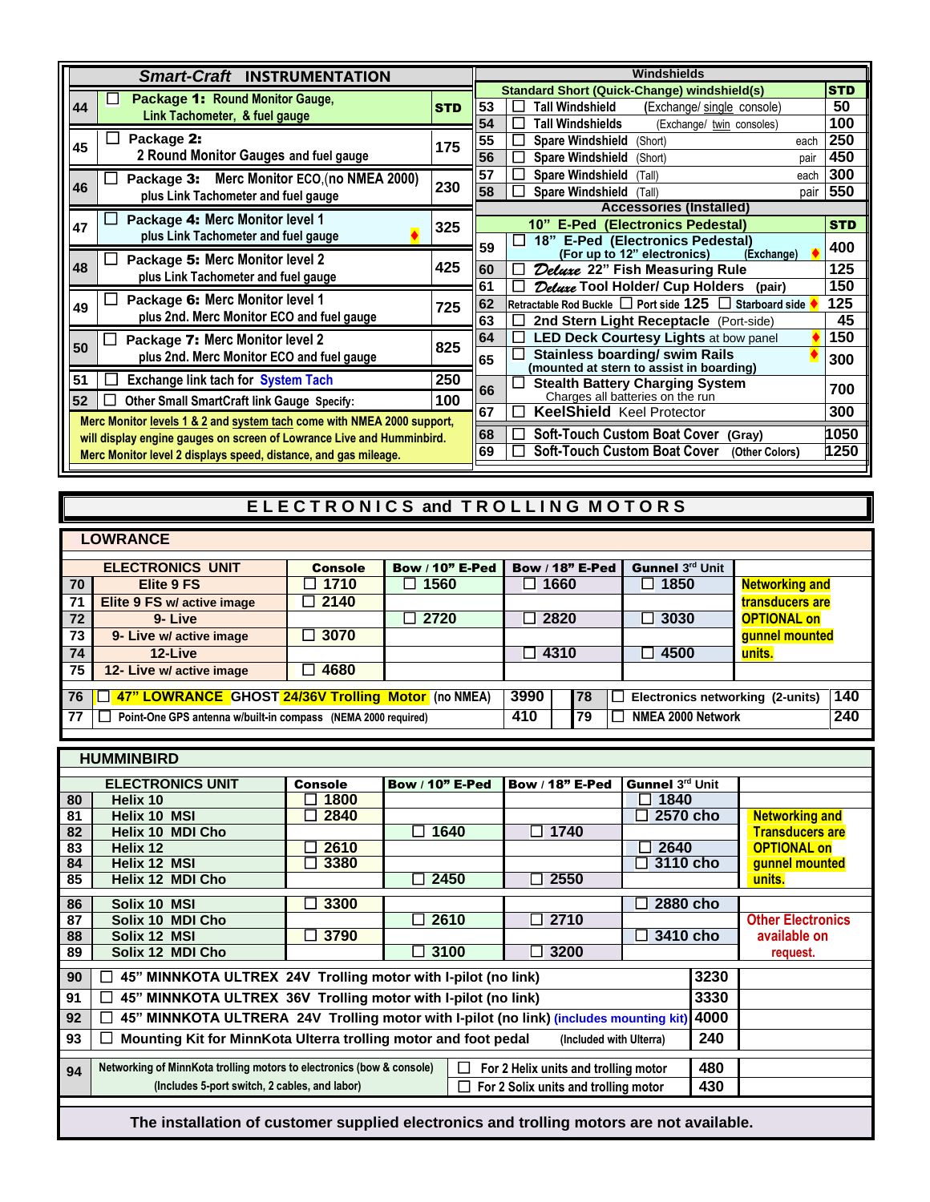## *Smart-Craft* INSTRUMENTATION

| # | Item | Price |
|---|---|---|
| 44 | ☐ **Package 1:** Round Monitor Gauge, Link Tachometer, & fuel gauge | **STD** |
| 45 | ☐ **Package 2:** 2 Round Monitor Gauges and fuel gauge | 175 |
| 46 | ☐ **Package 3:** Merc Monitor ECO,(no NMEA 2000) plus Link Tachometer and fuel gauge | 230 |
| 47 | ☐ **Package 4:** Merc Monitor level 1 plus Link Tachometer and fuel gauge ♦ | 325 |
| 48 | ☐ **Package 5:** Merc Monitor level 2 plus Link Tachometer and fuel gauge | 425 |
| 49 | ☐ **Package 6:** Merc Monitor level 1 plus 2nd. Merc Monitor ECO and fuel gauge | 725 |
| 50 | ☐ **Package 7:** Merc Monitor level 2 plus 2nd. Merc Monitor ECO and fuel gauge | 825 |
| 51 | ☐ Exchange link tach for System Tach | 250 |
| 52 | ☐ Other Small SmartCraft link Gauge Specify: | 100 |

Merc Monitor levels 1 & 2 and system tach come with NMEA 2000 support, will display engine gauges on screen of Lowrance Live and Humminbird. Merc Monitor level 2 displays speed, distance, and gas mileage.

## Windshields

| # | Item | Price |
|---|---|---|
| | Standard Short (Quick-Change) windshield(s) | **STD** |
| 53 | ☐ Tall Windshield (Exchange/ single console) | 50 |
| 54 | ☐ Tall Windshields (Exchange/ twin consoles) | 100 |
| 55 | ☐ Spare Windshield (Short) each | 250 |
| 56 | ☐ Spare Windshield (Short) pair | 450 |
| 57 | ☐ Spare Windshield (Tall) each | 300 |
| 58 | ☐ Spare Windshield (Tall) pair | 550 |

## Accessories (Installed)

| # | Item | Price |
|---|---|---|
| | 10" E-Ped (Electronics Pedestal) | **STD** |
| 59 | ☐ 18" E-Ped (Electronics Pedestal) (For up to 12" electronics) (Exchange) ♦ | 400 |
| 60 | ☐ *Deluxe* 22" Fish Measuring Rule | 125 |
| 61 | ☐ *Deluxe* Tool Holder/ Cup Holders (pair) | 150 |
| 62 | Retractable Rod Buckle ☐ Port side 125 ☐ Starboard side ♦ | 125 |
| 63 | ☐ 2nd Stern Light Receptacle (Port-side) | 45 |
| 64 | ☐ LED Deck Courtesy Lights at bow panel ♦ | 150 |
| 65 | ☐ Stainless boarding/ swim Rails (mounted at stern to assist in boarding) ♦ | 300 |
| 66 | ☐ Stealth Battery Charging System Charges all batteries on the run | 700 |
| 67 | ☐ **KeelShield** Keel Protector | 300 |
| 68 | ☐ Soft-Touch Custom Boat Cover (Gray) | 1050 |
| 69 | ☐ Soft-Touch Custom Boat Cover (Other Colors) | 1250 |

# ELECTRONICS and TROLLING MOTORS

## LOWRANCE

| # | ELECTRONICS UNIT | Console | Bow / 10" E-Ped | Bow / 18" E-Ped | Gunnel 3rd Unit | |
|---|---|---|---|---|---|---|
| 70 | Elite 9 FS | ☐ 1710 | ☐ 1560 | ☐ 1660 | ☐ 1850 | Networking and transducers are OPTIONAL on gunnel mounted units. |
| 71 | Elite 9 FS w/ active image | ☐ 2140 | | | | |
| 72 | 9- Live | | ☐ 2720 | ☐ 2820 | ☐ 3030 | |
| 73 | 9- Live w/ active image | ☐ 3070 | | | | |
| 74 | 12-Live | | | ☐ 4310 | ☐ 4500 | |
| 75 | 12- Live w/ active image | ☐ 4680 | | | | |

| # | Item | Price | # | Item | Price |
|---|---|---|---|---|---|
| 76 | ☐ 47" LOWRANCE GHOST 24/36V Trolling Motor (no NMEA) | 3990 | 78 | ☐ Electronics networking (2-units) | 140 |
| 77 | ☐ Point-One GPS antenna w/built-in compass (NEMA 2000 required) | 410 | 79 | ☐ NMEA 2000 Network | 240 |

## HUMMINBIRD

| # | ELECTRONICS UNIT | Console | Bow / 10" E-Ped | Bow / 18" E-Ped | Gunnel 3rd Unit | |
|---|---|---|---|---|---|---|
| 80 | Helix 10 | ☐ 1800 | | | ☐ 1840 | |
| 81 | Helix 10 MSI | ☐ 2840 | | | ☐ 2570 cho | Networking and Transducers are OPTIONAL on gunnel mounted units. |
| 82 | Helix 10 MDI Cho | | ☐ 1640 | ☐ 1740 | | |
| 83 | Helix 12 | ☐ 2610 | | | ☐ 2640 | |
| 84 | Helix 12 MSI | ☐ 3380 | | | ☐ 3110 cho | |
| 85 | Helix 12 MDI Cho | | ☐ 2450 | ☐ 2550 | | |
| 86 | Solix 10 MSI | ☐ 3300 | | | ☐ 2880 cho | |
| 87 | Solix 10 MDI Cho | | ☐ 2610 | ☐ 2710 | | Other Electronics available on request. |
| 88 | Solix 12 MSI | ☐ 3790 | | | ☐ 3410 cho | |
| 89 | Solix 12 MDI Cho | | ☐ 3100 | ☐ 3200 | | |

| # | Item | Price |
|---|---|---|
| 90 | ☐ 45" MINNKOTA ULTREX 24V Trolling motor with I-pilot (no link) | 3230 |
| 91 | ☐ 45" MINNKOTA ULTREX 36V Trolling motor with I-pilot (no link) | 3330 |
| 92 | ☐ 45" MINNKOTA ULTRERA 24V Trolling motor with I-pilot (no link) (includes mounting kit) | 4000 |
| 93 | ☐ Mounting Kit for MinnKota Ulterra trolling motor and foot pedal (Included with Ulterra) | 240 |
| 94 | Networking of MinnKota trolling motors to electronics (bow & console) (Includes 5-port switch, 2 cables, and labor) — ☐ For 2 Helix units and trolling motor | 480 |
| | ☐ For 2 Solix units and trolling motor | 430 |

**The installation of customer supplied electronics and trolling motors are not available.**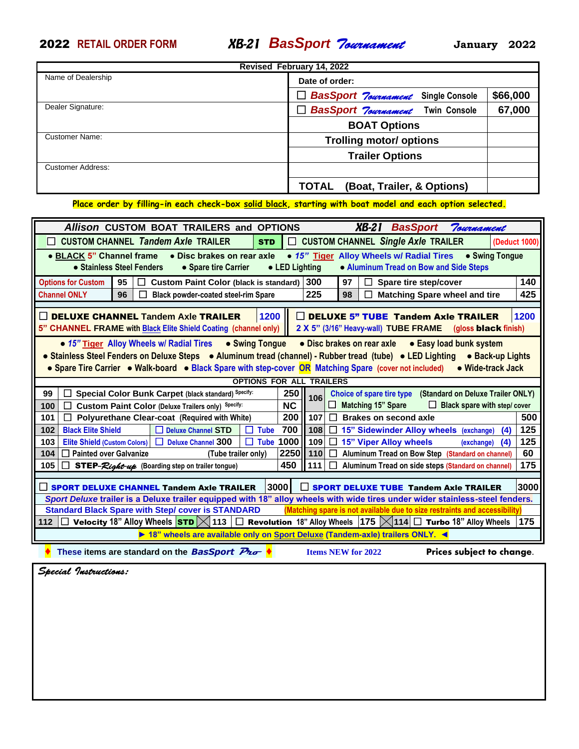**2022 RETAIL ORDER FORM** ***XB-21 BasSport Tournament*** **January 2022**

| Revised February 14, 2022 | | |
|---|---|---|
| Name of Dealership | Date of order: | |
| | ☐ BasSport Tournament Single Console | $66,000 |
| Dealer Signature: | ☐ BasSport Tournament Twin Console | 67,000 |
| | BOAT Options | |
| Customer Name: | Trolling motor/ options | |
| | Trailer Options | |
| Customer Address: | | |
| | TOTAL (Boat, Trailer, & Options) | |

Place order by filling-in each check-box solid black, starting with boat model and each option selected.

## Allison CUSTOM BOAT TRAILERS and OPTIONS — XB-21 BasSport Tournament

☐ CUSTOM CHANNEL *Tandem Axle* TRAILER **STD** | ☐ CUSTOM CHANNEL *Single Axle* TRAILER (Deduct 1000)

- BLACK 5" Channel frame • Disc brakes on rear axle • 15" Tiger Alloy Wheels w/ Radial Tires • Swing Tongue
- Stainless Steel Fenders • Spare tire Carrier • LED Lighting • Aluminum Tread on Bow and Side Steps

| | | | | | | |
|---|---|---|---|---|---|---|
| Options for Custom Channel ONLY | 95 | ☐ Custom Paint Color (black is standard) | 300 | 97 | ☐ Spare tire step/cover | 140 |
| | 96 | ☐ Black powder-coated steel-rim Spare | 225 | 98 | ☐ Matching Spare wheel and tire | 425 |

☐ **DELUXE CHANNEL** Tandem Axle **TRAILER** 1200 — 5" CHANNEL FRAME with Black Elite Shield Coating (channel only)

☐ **DELUXE 5" TUBE** Tandem Axle **TRAILER** 1200 — 2 X 5" (3/16" Heavy-wall) TUBE FRAME (gloss **black** finish)

- 15" Tiger Alloy Wheels w/ Radial Tires • Swing Tongue • Disc brakes on rear axle • Easy load bunk system
- Stainless Steel Fenders on Deluxe Steps • Aluminum tread (channel) - Rubber tread (tube) • LED Lighting • Back-up Lights
- Spare Tire Carrier • Walk-board • Black Spare with step-cover OR Matching Spare (cover not included) • Wide-track Jack

### OPTIONS FOR ALL TRAILERS

| | | | | | |
|---|---|---|---|---|---|
| 99 | ☐ Special Color Bunk Carpet (black standard) Specify: | 250 | 106 | Choice of spare tire type (Standard on Deluxe Trailer ONLY) ☐ Matching 15" Spare ☐ Black spare with step/ cover | |
| 100 | ☐ Custom Paint Color (Deluxe Trailers only) Specify: | NC | | | |
| 101 | ☐ Polyurethane Clear-coat (Required with White) | 200 | 107 | ☐ Brakes on second axle | 500 |
| 102 | Black Elite Shield ☐ Deluxe Channel STD ☐ Tube | 700 | 108 | ☐ 15" Sidewinder Alloy wheels (exchange) (4) | 125 |
| 103 | Elite Shield (Custom Colors) ☐ Deluxe Channel 300 ☐ Tube | 1000 | 109 | ☐ 15" Viper Alloy wheels (exchange) (4) | 125 |
| 104 | ☐ Painted over Galvanize (Tube trailer only) | 2250 | 110 | ☐ Aluminum Tread on Bow Step (Standard on channel) | 60 |
| 105 | ☐ STEP-Right-up (Boarding step on trailer tongue) | 450 | 111 | ☐ Aluminum Tread on side steps (Standard on channel) | 175 |

☐ **SPORT DELUXE CHANNEL Tandem Axle TRAILER** 3000 | ☐ **SPORT DELUXE TUBE Tandem Axle TRAILER** 3000

*Sport Deluxe* trailer is a Deluxe trailer equipped with 18" alloy wheels with wide tires under wider stainless-steel fenders.

Standard Black Spare with Step/ cover is STANDARD (Matching spare is not available due to size restraints and accessibility)

| | | | | | |
|---|---|---|---|---|---|
| 112 | ☐ Velocity 18" Alloy Wheels | STD | 113 | ☐ Revolution 18" Alloy Wheels | 175 |
| 114 | ☐ Turbo 18" Alloy Wheels | 175 | | | |

► 18" wheels are available only on Sport Deluxe (Tandem-axle) trailers ONLY. ◄

♦ These items are standard on the *BasSport Pro* ♦ Items NEW for 2022 Prices subject to change.

*Special Instructions:*